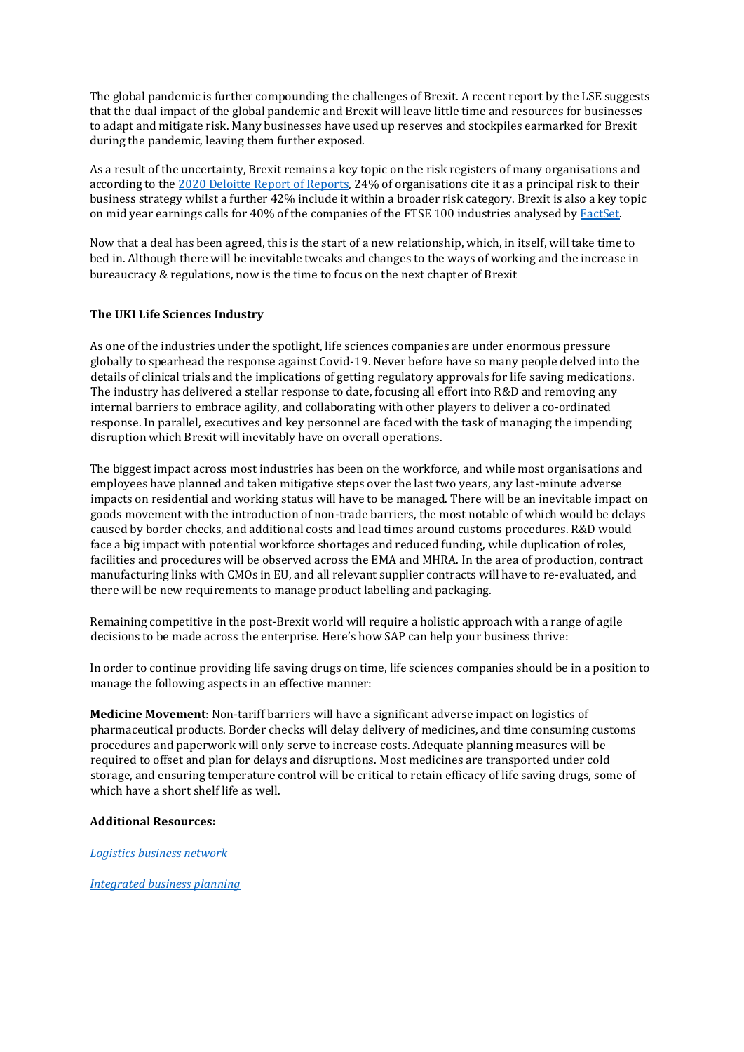The global pandemic is further compounding the challenges of Brexit. A recent report by the LSE suggests that the dual impact of the global pandemic and Brexit will leave little time and resources for businesses to adapt and mitigate risk. Many businesses have used up reserves and stockpiles earmarked for Brexit during the pandemic, leaving them further exposed.

As a result of the uncertainty, Brexit remains a key topic on the risk registers of many organisations and according to the [2020 Deloitte Report of Reports](), 24% of organisations cite it as a principal risk to their business strategy whilst a further 42% include it within a broader risk category. Brexit is also a key topic on mid year earnings calls for 40% of the companies of the FTSE 100 industries analysed by [FactSet]().

Now that a deal has been agreed, this is the start of a new relationship, which, in itself, will take time to bed in. Although there will be inevitable tweaks and changes to the ways of working and the increase in bureaucracy & regulations, now is the time to focus on the next chapter of Brexit

**The UKI Life Sciences Industry**

As one of the industries under the spotlight, life sciences companies are under enormous pressure globally to spearhead the response against Covid-19. Never before have so many people delved into the details of clinical trials and the implications of getting regulatory approvals for life saving medications. The industry has delivered a stellar response to date, focusing all effort into R&D and removing any internal barriers to embrace agility, and collaborating with other players to deliver a co-ordinated response. In parallel, executives and key personnel are faced with the task of managing the impending disruption which Brexit will inevitably have on overall operations.

The biggest impact across most industries has been on the workforce, and while most organisations and employees have planned and taken mitigative steps over the last two years, any last-minute adverse impacts on residential and working status will have to be managed. There will be an inevitable impact on goods movement with the introduction of non-trade barriers, the most notable of which would be delays caused by border checks, and additional costs and lead times around customs procedures. R&D would face a big impact with potential workforce shortages and reduced funding, while duplication of roles, facilities and procedures will be observed across the EMA and MHRA. In the area of production, contract manufacturing links with CMOs in EU, and all relevant supplier contracts will have to re-evaluated, and there will be new requirements to manage product labelling and packaging.

Remaining competitive in the post-Brexit world will require a holistic approach with a range of agile decisions to be made across the enterprise. Here's how SAP can help your business thrive:

In order to continue providing life saving drugs on time, life sciences companies should be in a position to manage the following aspects in an effective manner:

**Medicine Movement**: Non-tariff barriers will have a significant adverse impact on logistics of pharmaceutical products. Border checks will delay delivery of medicines, and time consuming customs procedures and paperwork will only serve to increase costs. Adequate planning measures will be required to offset and plan for delays and disruptions. Most medicines are transported under cold storage, and ensuring temperature control will be critical to retain efficacy of life saving drugs, some of which have a short shelf life as well.

**Additional Resources:**

*[Logistics business network]()*

*[Integrated business planning]()*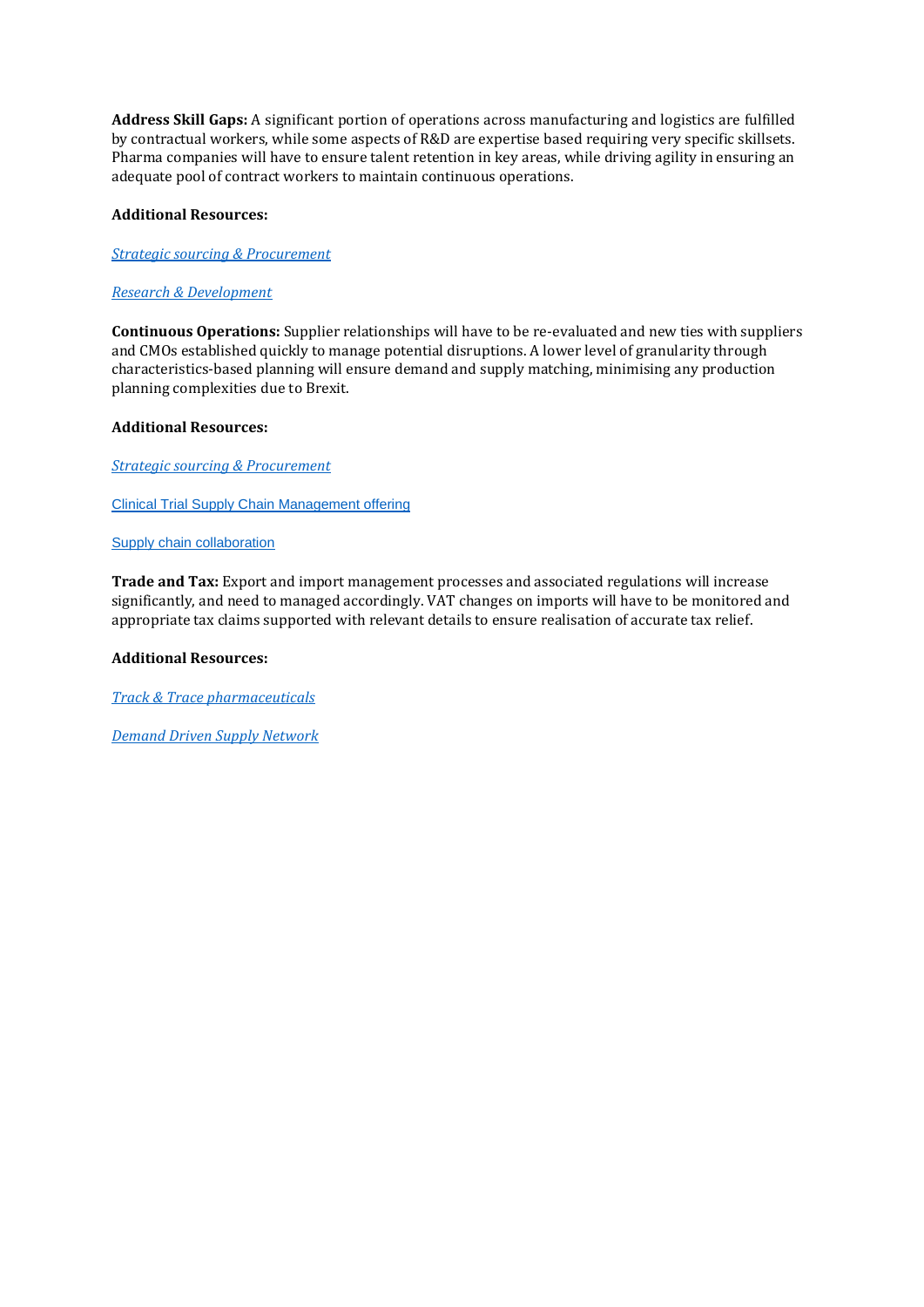**Address Skill Gaps:** A significant portion of operations across manufacturing and logistics are fulfilled by contractual workers, while some aspects of R&D are expertise based requiring very specific skillsets. Pharma companies will have to ensure talent retention in key areas, while driving agility in ensuring an adequate pool of contract workers to maintain continuous operations.

**Additional Resources:**

*Strategic sourcing & Procurement*

*Research & Development*

**Continuous Operations:** Supplier relationships will have to be re-evaluated and new ties with suppliers and CMOs established quickly to manage potential disruptions. A lower level of granularity through characteristics-based planning will ensure demand and supply matching, minimising any production planning complexities due to Brexit.

**Additional Resources:**

*Strategic sourcing & Procurement*

Clinical Trial Supply Chain Management offering

Supply chain collaboration

**Trade and Tax:** Export and import management processes and associated regulations will increase significantly, and need to managed accordingly. VAT changes on imports will have to be monitored and appropriate tax claims supported with relevant details to ensure realisation of accurate tax relief.

**Additional Resources:**

*Track & Trace pharmaceuticals*

*Demand Driven Supply Network*